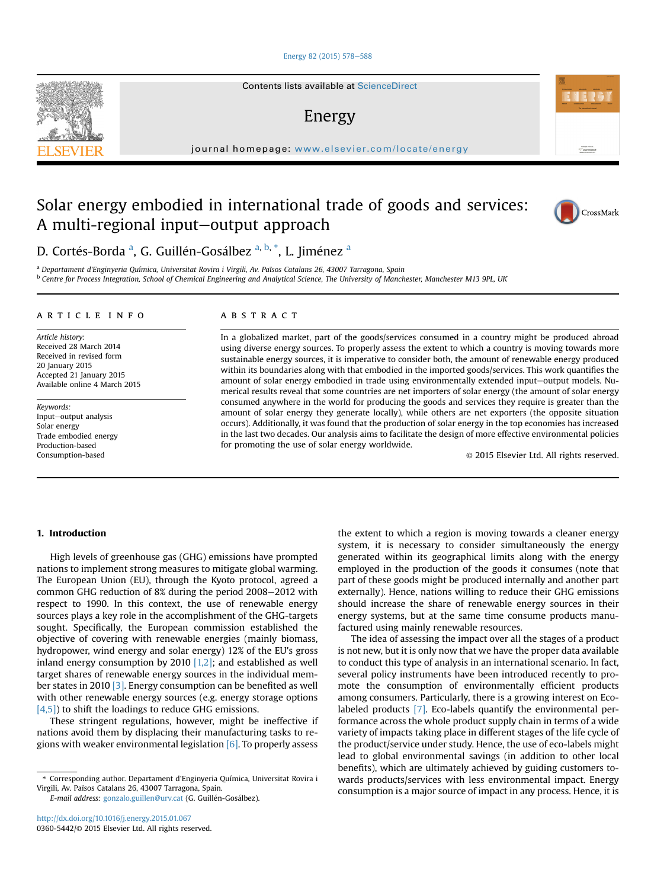# Solar energy embodied in international trade of goods and services: A multi-regional input–output approach

D. Cortés-Borda [a], G. Guillén-Gosálbez [a, b, *], L. Jiménez [a]

[a] Departament d'Enginyeria Química, Universitat Rovira i Virgili, Av. Països Catalans 26, 43007 Tarragona, Spain
[b] Centre for Process Integration, School of Chemical Engineering and Analytical Science, The University of Manchester, Manchester M13 9PL, UK

## ARTICLE INFO

*Article history:*
Received 28 March 2014
Received in revised form
20 January 2015
Accepted 21 January 2015
Available online 4 March 2015

*Keywords:*
Input–output analysis
Solar energy
Trade embodied energy
Production-based
Consumption-based

## ABSTRACT

In a globalized market, part of the goods/services consumed in a country might be produced abroad using diverse energy sources. To properly assess the extent to which a country is moving towards more sustainable energy sources, it is imperative to consider both, the amount of renewable energy produced within its boundaries along with that embodied in the imported goods/services. This work quantifies the amount of solar energy embodied in trade using environmentally extended input–output models. Numerical results reveal that some countries are net importers of solar energy (the amount of solar energy consumed anywhere in the world for producing the goods and services they require is greater than the amount of solar energy they generate locally), while others are net exporters (the opposite situation occurs). Additionally, it was found that the production of solar energy in the top economies has increased in the last two decades. Our analysis aims to facilitate the design of more effective environmental policies for promoting the use of solar energy worldwide.

© 2015 Elsevier Ltd. All rights reserved.

## 1. Introduction

High levels of greenhouse gas (GHG) emissions have prompted nations to implement strong measures to mitigate global warming. The European Union (EU), through the Kyoto protocol, agreed a common GHG reduction of 8% during the period 2008–2012 with respect to 1990. In this context, the use of renewable energy sources plays a key role in the accomplishment of the GHG-targets sought. Specifically, the European commission established the objective of covering with renewable energies (mainly biomass, hydropower, wind energy and solar energy) 12% of the EU's gross inland energy consumption by 2010 [1,2]; and established as well target shares of renewable energy sources in the individual member states in 2010 [3]. Energy consumption can be benefited as well with other renewable energy sources (e.g. energy storage options [4,5]) to shift the loadings to reduce GHG emissions.

These stringent regulations, however, might be ineffective if nations avoid them by displacing their manufacturing tasks to regions with weaker environmental legislation [6]. To properly assess the extent to which a region is moving towards a cleaner energy system, it is necessary to consider simultaneously the energy generated within its geographical limits along with the energy employed in the production of the goods it consumes (note that part of these goods might be produced internally and another part externally). Hence, nations willing to reduce their GHG emissions should increase the share of renewable energy sources in their energy systems, but at the same time consume products manufactured using mainly renewable resources.

The idea of assessing the impact over all the stages of a product is not new, but it is only now that we have the proper data available to conduct this type of analysis in an international scenario. In fact, several policy instruments have been introduced recently to promote the consumption of environmentally efficient products among consumers. Particularly, there is a growing interest on Eco-labeled products [7]. Eco-labels quantify the environmental performance across the whole product supply chain in terms of a wide variety of impacts taking place in different stages of the life cycle of the product/service under study. Hence, the use of eco-labels might lead to global environmental savings (in addition to other local benefits), which are ultimately achieved by guiding customers towards products/services with less environmental impact. Energy consumption is a major source of impact in any process. Hence, it is

* Corresponding author. Departament d'Enginyeria Química, Universitat Rovira i Virgili, Av. Països Catalans 26, 43007 Tarragona, Spain.
E-mail address: gonzalo.guillen@urv.cat (G. Guillén-Gosálbez).

http://dx.doi.org/10.1016/j.energy.2015.01.067
0360-5442/© 2015 Elsevier Ltd. All rights reserved.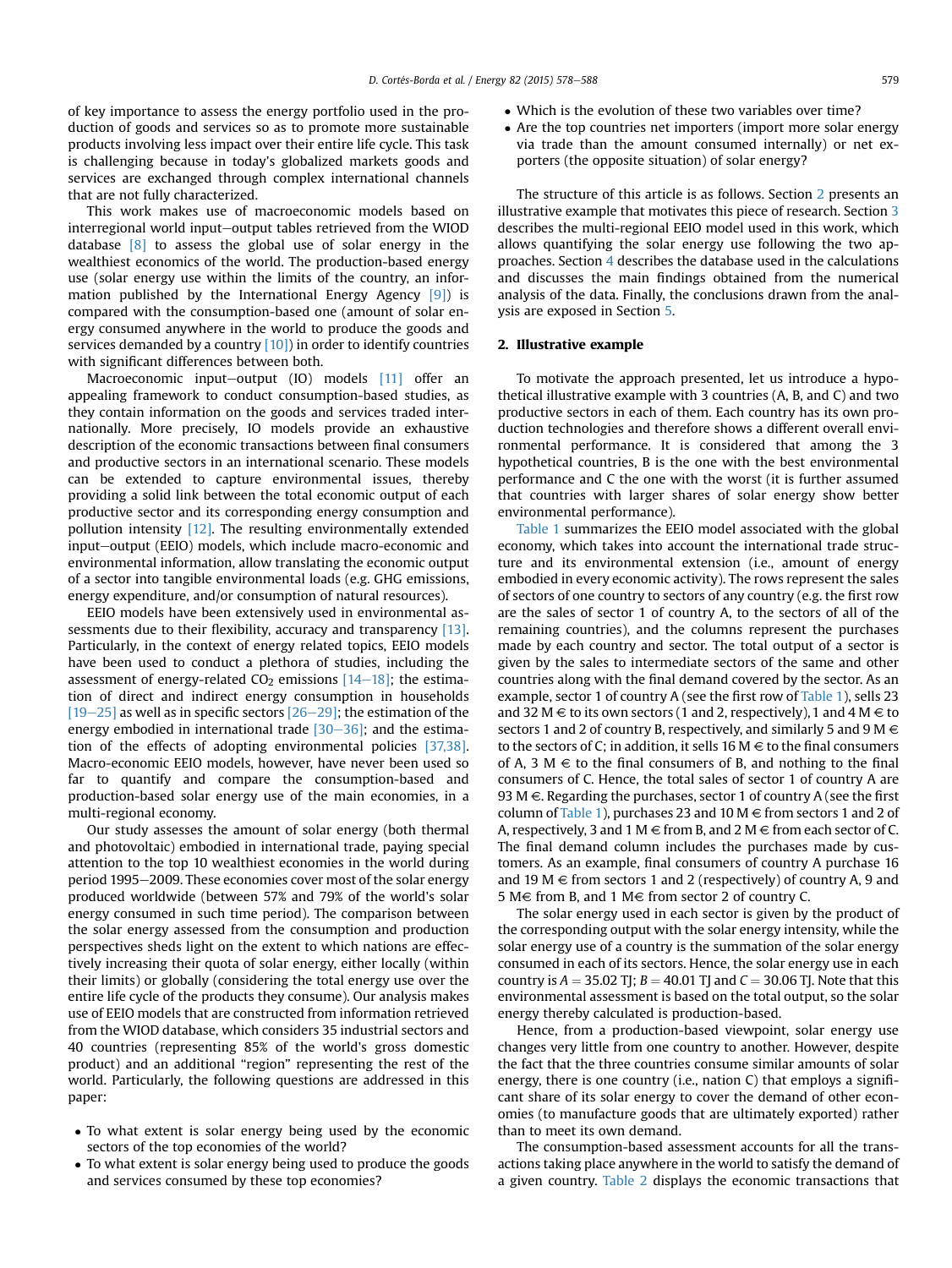of key importance to assess the energy portfolio used in the production of goods and services so as to promote more sustainable products involving less impact over their entire life cycle. This task is challenging because in today's globalized markets goods and services are exchanged through complex international channels that are not fully characterized.

This work makes use of macroeconomic models based on interregional world input–output tables retrieved from the WIOD database [8] to assess the global use of solar energy in the wealthiest economics of the world. The production-based energy use (solar energy use within the limits of the country, an information published by the International Energy Agency [9]) is compared with the consumption-based one (amount of solar energy consumed anywhere in the world to produce the goods and services demanded by a country [10]) in order to identify countries with significant differences between both.

Macroeconomic input–output (IO) models [11] offer an appealing framework to conduct consumption-based studies, as they contain information on the goods and services traded internationally. More precisely, IO models provide an exhaustive description of the economic transactions between final consumers and productive sectors in an international scenario. These models can be extended to capture environmental issues, thereby providing a solid link between the total economic output of each productive sector and its corresponding energy consumption and pollution intensity [12]. The resulting environmentally extended input–output (EEIO) models, which include macro-economic and environmental information, allow translating the economic output of a sector into tangible environmental loads (e.g. GHG emissions, energy expenditure, and/or consumption of natural resources).

EEIO models have been extensively used in environmental assessments due to their flexibility, accuracy and transparency [13]. Particularly, in the context of energy related topics, EEIO models have been used to conduct a plethora of studies, including the assessment of energy-related $CO_2$ emissions [14–18]; the estimation of direct and indirect energy consumption in households [19–25] as well as in specific sectors [26–29]; the estimation of the energy embodied in international trade [30–36]; and the estimation of the effects of adopting environmental policies [37,38]. Macro-economic EEIO models, however, have never been used so far to quantify and compare the consumption-based and production-based solar energy use of the main economies, in a multi-regional economy.

Our study assesses the amount of solar energy (both thermal and photovoltaic) embodied in international trade, paying special attention to the top 10 wealthiest economies in the world during period 1995–2009. These economies cover most of the solar energy produced worldwide (between 57% and 79% of the world's solar energy consumed in such time period). The comparison between the solar energy assessed from the consumption and production perspectives sheds light on the extent to which nations are effectively increasing their quota of solar energy, either locally (within their limits) or globally (considering the total energy use over the entire life cycle of the products they consume). Our analysis makes use of EEIO models that are constructed from information retrieved from the WIOD database, which considers 35 industrial sectors and 40 countries (representing 85% of the world's gross domestic product) and an additional "region" representing the rest of the world. Particularly, the following questions are addressed in this paper:

- To what extent is solar energy being used by the economic sectors of the top economies of the world?
- To what extent is solar energy being used to produce the goods and services consumed by these top economies?
- Which is the evolution of these two variables over time?
- Are the top countries net importers (import more solar energy via trade than the amount consumed internally) or net exporters (the opposite situation) of solar energy?

The structure of this article is as follows. Section 2 presents an illustrative example that motivates this piece of research. Section 3 describes the multi-regional EEIO model used in this work, which allows quantifying the solar energy use following the two approaches. Section 4 describes the database used in the calculations and discusses the main findings obtained from the numerical analysis of the data. Finally, the conclusions drawn from the analysis are exposed in Section 5.

## 2. Illustrative example

To motivate the approach presented, let us introduce a hypothetical illustrative example with 3 countries (A, B, and C) and two productive sectors in each of them. Each country has its own production technologies and therefore shows a different overall environmental performance. It is considered that among the 3 hypothetical countries, B is the one with the best environmental performance and C the one with the worst (it is further assumed that countries with larger shares of solar energy show better environmental performance).

Table 1 summarizes the EEIO model associated with the global economy, which takes into account the international trade structure and its environmental extension (i.e., amount of energy embodied in every economic activity). The rows represent the sales of sectors of one country to sectors of any country (e.g. the first row are the sales of sector 1 of country A, to the sectors of all of the remaining countries), and the columns represent the purchases made by each country and sector. The total output of a sector is given by the sales to intermediate sectors of the same and other countries along with the final demand covered by the sector. As an example, sector 1 of country A (see the first row of Table 1), sells 23 and 32 M€ to its own sectors (1 and 2, respectively), 1 and 4 M€ to sectors 1 and 2 of country B, respectively, and similarly 5 and 9 M€ to the sectors of C; in addition, it sells 16 M€ to the final consumers of A, 3 M€ to the final consumers of B, and nothing to the final consumers of C. Hence, the total sales of sector 1 of country A are 93 M€. Regarding the purchases, sector 1 of country A (see the first column of Table 1), purchases 23 and 10 M€ from sectors 1 and 2 of A, respectively, 3 and 1 M€ from B, and 2 M€ from each sector of C. The final demand column includes the purchases made by customers. As an example, final consumers of country A purchase 16 and 19 M€ from sectors 1 and 2 (respectively) of country A, 9 and 5 M€ from B, and 1 M€ from sector 2 of country C.

The solar energy used in each sector is given by the product of the corresponding output with the solar energy intensity, while the solar energy use of a country is the summation of the solar energy consumed in each of its sectors. Hence, the solar energy use in each country is $A = 35.02$ TJ; $B = 40.01$ TJ and $C = 30.06$ TJ. Note that this environmental assessment is based on the total output, so the solar energy thereby calculated is production-based.

Hence, from a production-based viewpoint, solar energy use changes very little from one country to another. However, despite the fact that the three countries consume similar amounts of solar energy, there is one country (i.e., nation C) that employs a significant share of its solar energy to cover the demand of other economies (to manufacture goods that are ultimately exported) rather than to meet its own demand.

The consumption-based assessment accounts for all the transactions taking place anywhere in the world to satisfy the demand of a given country. Table 2 displays the economic transactions that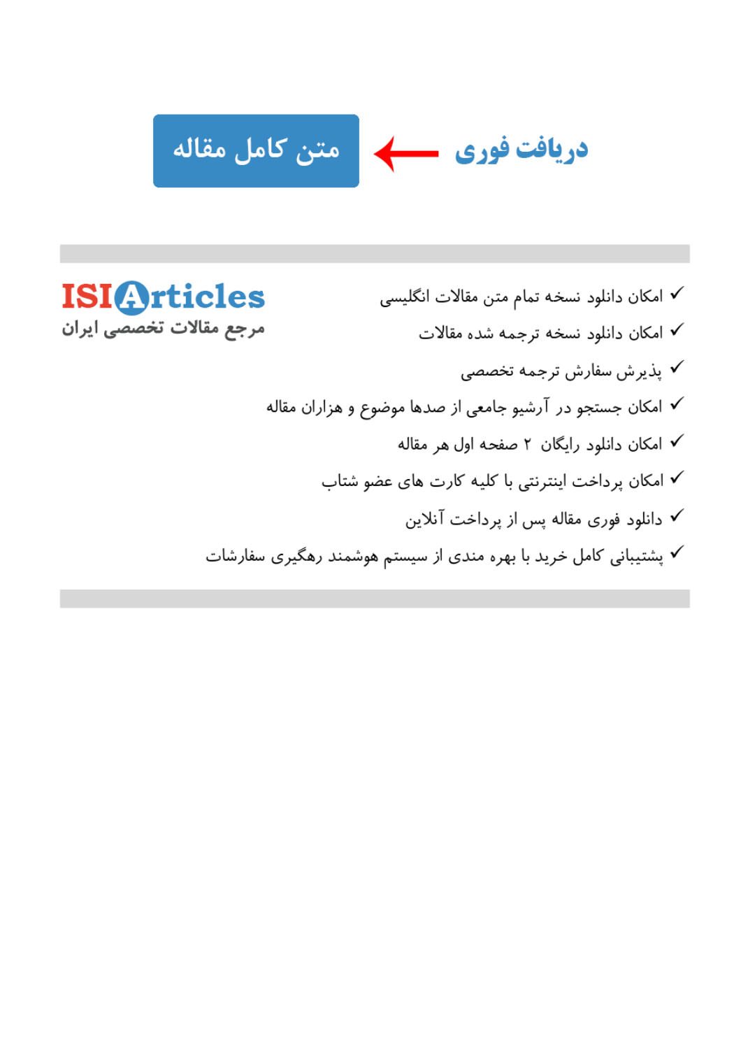دریافت فوری ← **متن کامل مقاله**

**ISIArticles**
مرجع مقالات تخصصی ایران

- ✓ امکان دانلود نسخه تمام متن مقالات انگلیسی
- ✓ امکان دانلود نسخه ترجمه شده مقالات
- ✓ پذیرش سفارش ترجمه تخصصی
- ✓ امکان جستجو در آرشیو جامعی از صدها موضوع و هزاران مقاله
- ✓ امکان دانلود رایگان ۲ صفحه اول هر مقاله
- ✓ امکان پرداخت اینترنتی با کلیه کارت های عضو شتاب
- ✓ دانلود فوری مقاله پس از پرداخت آنلاین
- ✓ پشتیبانی کامل خرید با بهره مندی از سیستم هوشمند رهگیری سفارشات